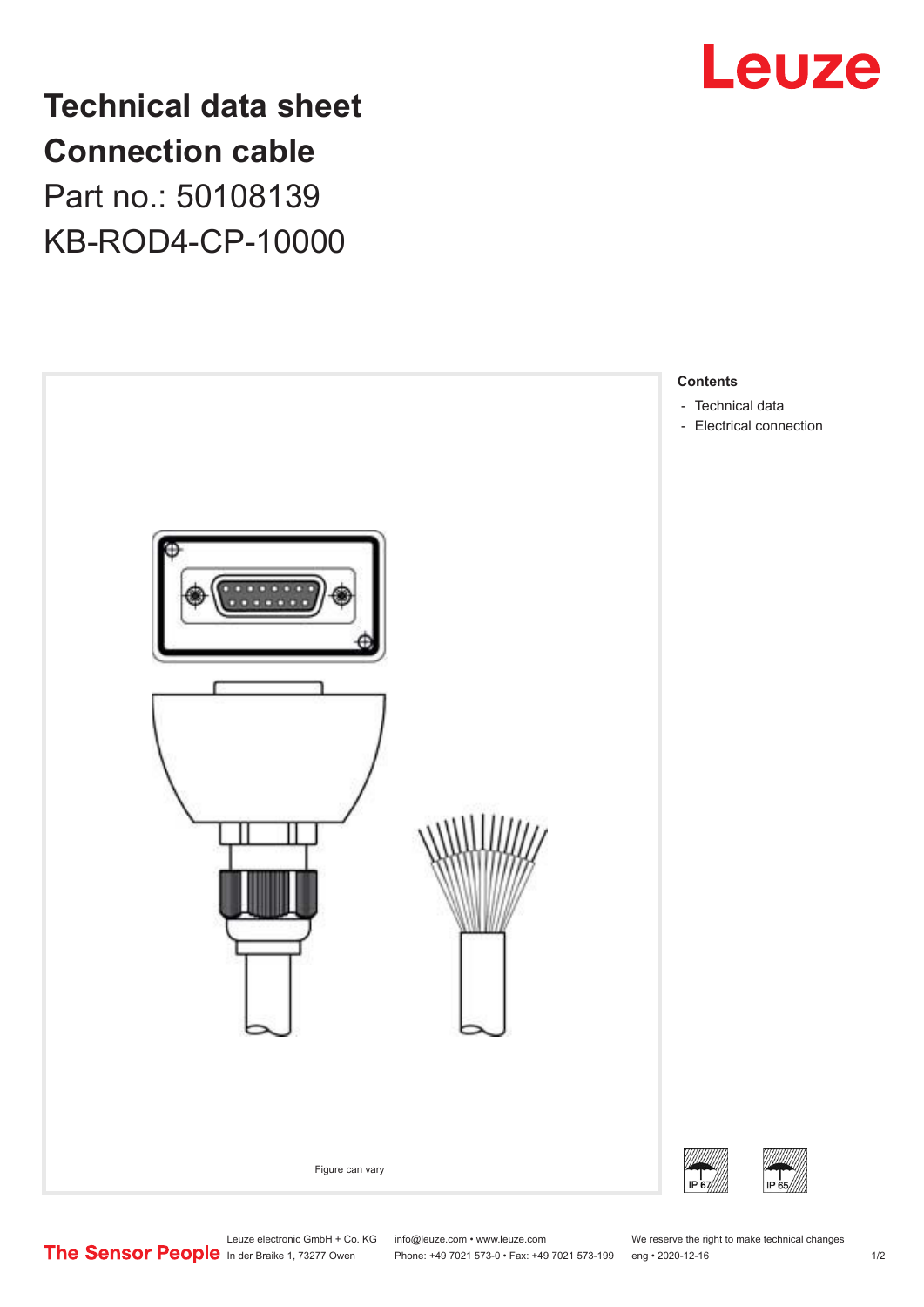# Technical data sheet
# Connection cable

Part no.: 50108139

KB-ROD4-CP-10000

Figure can vary

**Contents**

- Technical data
- Electrical connection

IP 67

IP 65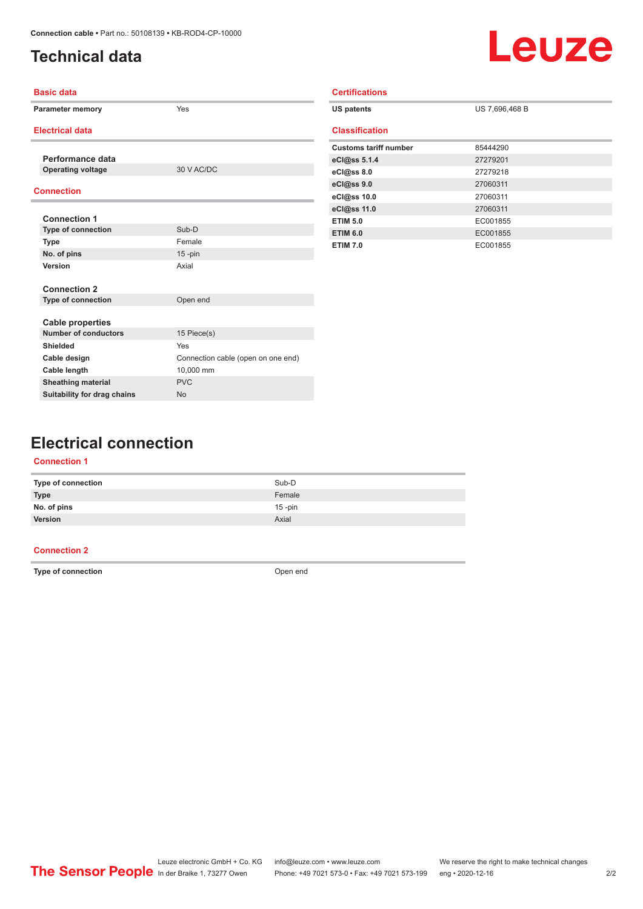# Technical data

## Basic data

| | |
|---|---|
| Parameter memory | Yes |

## Electrical data

**Performance data**

| | |
|---|---|
| Operating voltage | 30 V AC/DC |

## Connection

**Connection 1**

| | |
|---|---|
| Type of connection | Sub-D |
| Type | Female |
| No. of pins | 15 -pin |
| Version | Axial |

**Connection 2**

| | |
|---|---|
| Type of connection | Open end |

**Cable properties**

| | |
|---|---|
| Number of conductors | 15 Piece(s) |
| Shielded | Yes |
| Cable design | Connection cable (open on one end) |
| Cable length | 10,000 mm |
| Sheathing material | PVC |
| Suitability for drag chains | No |

## Certifications

| | |
|---|---|
| US patents | US 7,696,468 B |

## Classification

| | |
|---|---|
| Customs tariff number | 85444290 |
| eCl@ss 5.1.4 | 27279201 |
| eCl@ss 8.0 | 27279218 |
| eCl@ss 9.0 | 27060311 |
| eCl@ss 10.0 | 27060311 |
| eCl@ss 11.0 | 27060311 |
| ETIM 5.0 | EC001855 |
| ETIM 6.0 | EC001855 |
| ETIM 7.0 | EC001855 |

# Electrical connection

## Connection 1

| | |
|---|---|
| Type of connection | Sub-D |
| Type | Female |
| No. of pins | 15 -pin |
| Version | Axial |

## Connection 2

| | |
|---|---|
| Type of connection | Open end |